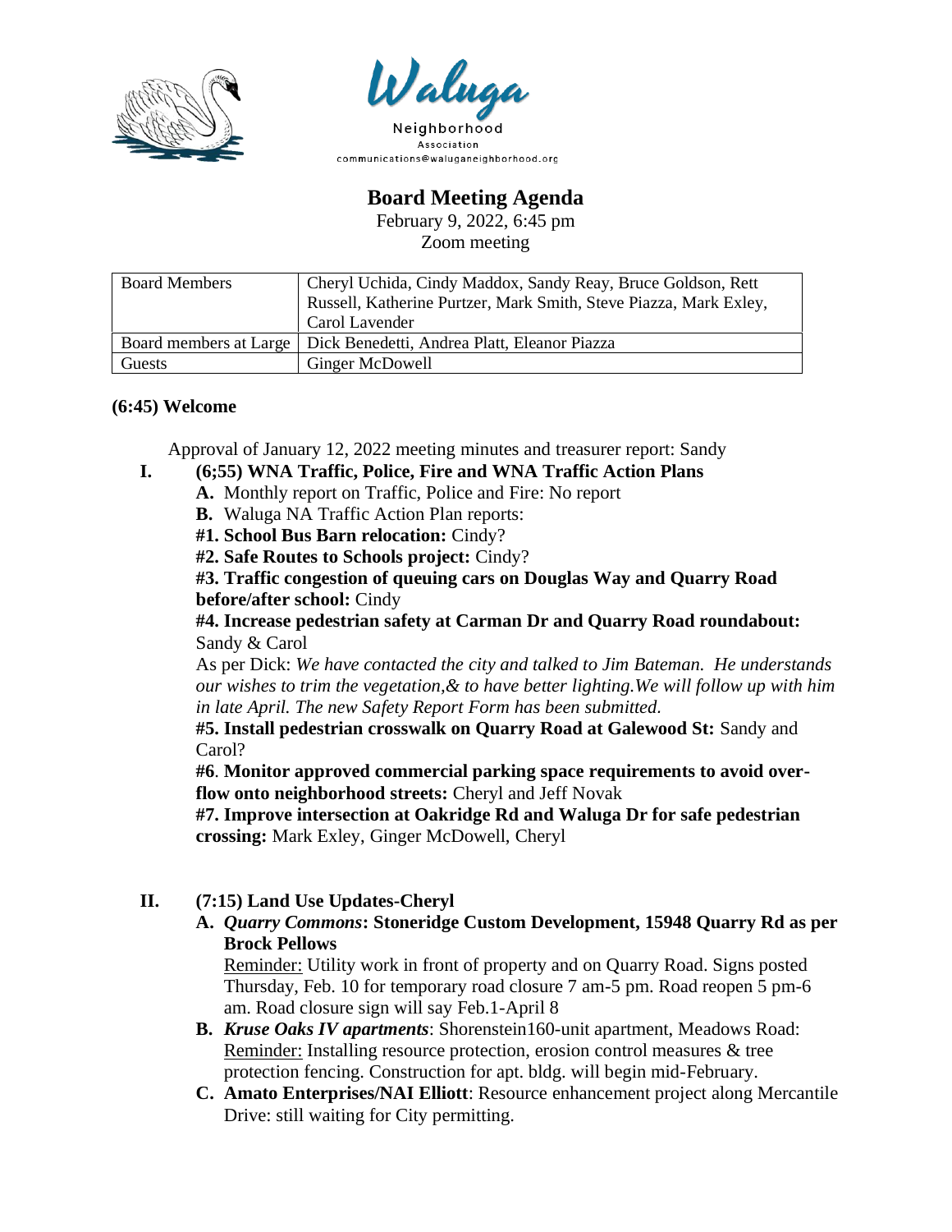Waluga

Neighborhood Association

communications@waluganeighborhood.org

# Board Meeting Agenda

February 9, 2022, 6:45 pm

Zoom meeting

| Board Members | Cheryl Uchida, Cindy Maddox, Sandy Reay, Bruce Goldson, Rett Russell, Katherine Purtzer, Mark Smith, Steve Piazza, Mark Exley, Carol Lavender |
|---|---|
| Board members at Large | Dick Benedetti, Andrea Platt, Eleanor Piazza |
| Guests | Ginger McDowell |

**(6:45) Welcome**

Approval of January 12, 2022 meeting minutes and treasurer report: Sandy

**I. (6;55) WNA Traffic, Police, Fire and WNA Traffic Action Plans**

**A.** Monthly report on Traffic, Police and Fire: No report

**B.** Waluga NA Traffic Action Plan reports:

**#1. School Bus Barn relocation:** Cindy?

**#2. Safe Routes to Schools project:** Cindy?

**#3. Traffic congestion of queuing cars on Douglas Way and Quarry Road before/after school:** Cindy

**#4. Increase pedestrian safety at Carman Dr and Quarry Road roundabout:** Sandy & Carol

As per Dick: *We have contacted the city and talked to Jim Bateman. He understands our wishes to trim the vegetation,& to have better lighting.We will follow up with him in late April. The new Safety Report Form has been submitted.*

**#5. Install pedestrian crosswalk on Quarry Road at Galewood St:** Sandy and Carol?

**#6**. **Monitor approved commercial parking space requirements to avoid over-flow onto neighborhood streets:** Cheryl and Jeff Novak

**#7. Improve intersection at Oakridge Rd and Waluga Dr for safe pedestrian crossing:** Mark Exley, Ginger McDowell, Cheryl

**II. (7:15) Land Use Updates-Cheryl**

**A.** ***Quarry Commons*****: Stoneridge Custom Development, 15948 Quarry Rd as per Brock Pellows**

Reminder: Utility work in front of property and on Quarry Road. Signs posted Thursday, Feb. 10 for temporary road closure 7 am-5 pm. Road reopen 5 pm-6 am. Road closure sign will say Feb.1-April 8

**B.** ***Kruse Oaks IV apartments***: Shorenstein160-unit apartment, Meadows Road: Reminder: Installing resource protection, erosion control measures & tree protection fencing. Construction for apt. bldg. will begin mid-February.

**C. Amato Enterprises/NAI Elliott**: Resource enhancement project along Mercantile Drive: still waiting for City permitting.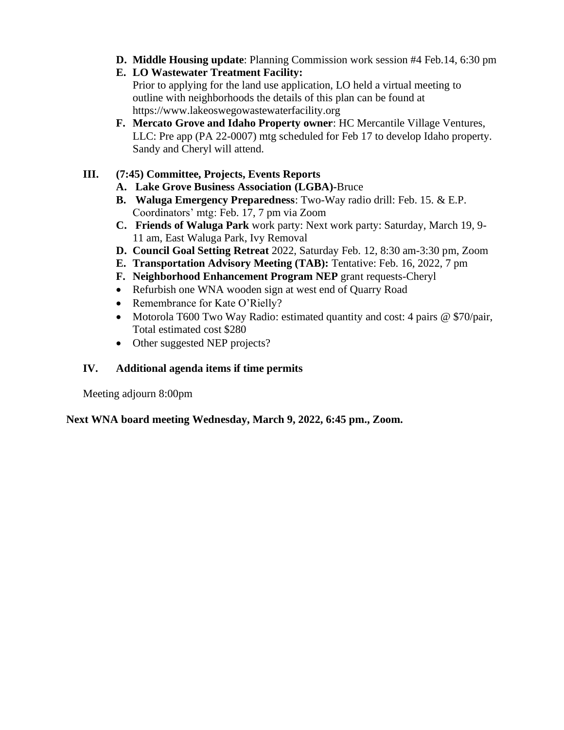D. **Middle Housing update**: Planning Commission work session #4 Feb.14, 6:30 pm

E. **LO Wastewater Treatment Facility:**
   Prior to applying for the land use application, LO held a virtual meeting to outline with neighborhoods the details of this plan can be found at https://www.lakeoswegowastewaterfacility.org

F. **Mercato Grove and Idaho Property owner**: HC Mercantile Village Ventures, LLC: Pre app (PA 22-0007) mtg scheduled for Feb 17 to develop Idaho property. Sandy and Cheryl will attend.

**III. (7:45) Committee, Projects, Events Reports**

A. **Lake Grove Business Association (LGBA)-**Bruce

B. **Waluga Emergency Preparedness**: Two-Way radio drill: Feb. 15. & E.P. Coordinators' mtg: Feb. 17, 7 pm via Zoom

C. **Friends of Waluga Park** work party: Next work party: Saturday, March 19, 9-11 am, East Waluga Park, Ivy Removal

D. **Council Goal Setting Retreat** 2022, Saturday Feb. 12, 8:30 am-3:30 pm, Zoom

E. **Transportation Advisory Meeting (TAB):** Tentative: Feb. 16, 2022, 7 pm

F. **Neighborhood Enhancement Program NEP** grant requests-Cheryl

- Refurbish one WNA wooden sign at west end of Quarry Road
- Remembrance for Kate O'Rielly?
- Motorola T600 Two Way Radio: estimated quantity and cost: 4 pairs @ $70/pair, Total estimated cost $280
- Other suggested NEP projects?

**IV. Additional agenda items if time permits**

Meeting adjourn 8:00pm

**Next WNA board meeting Wednesday, March 9, 2022, 6:45 pm., Zoom.**